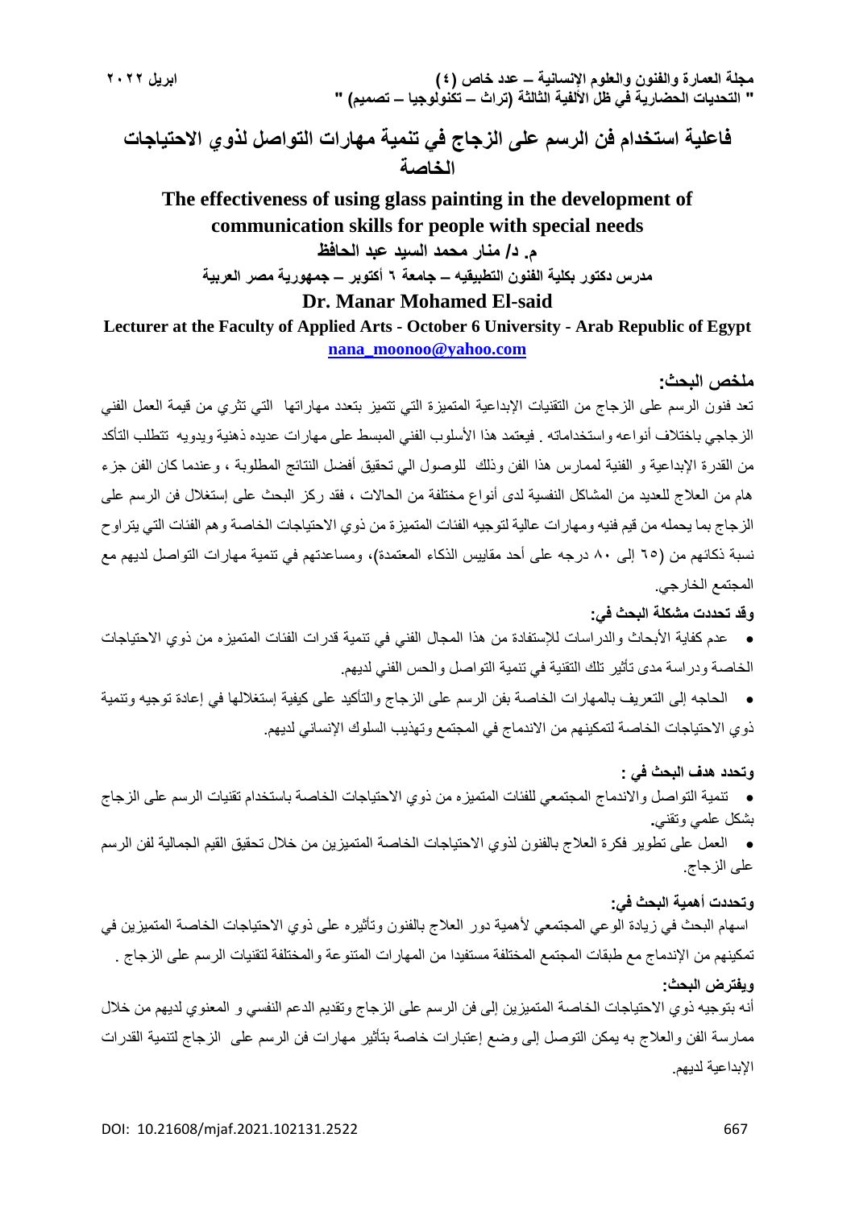# فاعلية استخدام فن الرسم على الزجاج في تنمية مهارات التواصل لذوي الاحتياجات الخاصة

# The effectiveness of using glass painting in the development of communication skills for people with special needs

**م. د/ منار محمد السيد عبد الحافظ**

**مدرس دكتور بكلية الفنون التطبيقيه – جامعة ٦ أكتوبر – جمهورية مصر العربية**

**Dr. Manar Mohamed El-said**

**Lecturer at the Faculty of Applied Arts - October 6 University - Arab Republic of Egypt**

**nana_moonoo@yahoo.com**

## ملخص البحث:

تعد فنون الرسم على الزجاج من التقنيات الإبداعية المتميزة التي تتميز بتعدد مهاراتها التي تثري من قيمة العمل الفني الزجاجي باختلاف أنواعه واستخداماته . فيعتمد هذا الأسلوب الفني المبسط على مهارات عديده ذهنية ويدويه تتطلب التأكد من القدرة الإبداعية و الفنية لممارس هذا الفن وذلك للوصول الي تحقيق أفضل النتائج المطلوبة ، وعندما كان الفن جزء هام من العلاج للعديد من المشاكل النفسية لدى أنواع مختلفة من الحالات ، فقد ركز البحث على إستغلال فن الرسم على الزجاج بما يحمله من قيم فنيه ومهارات عالية لتوجيه الفئات المتميزة من ذوي الاحتياجات الخاصة وهم الفئات التي يتراوح نسبة ذكائهم من (٦٥ إلى ٨٠ درجه على أحد مقاييس الذكاء المعتمدة)، ومساعدتهم في تنمية مهارات التواصل لديهم مع المجتمع الخارجي.

**وقد تحددت مشكلة البحث في:**

- عدم كفاية الأبحاث والدراسات للإستفادة من هذا المجال الفني في تنمية قدرات الفئات المتميزه من ذوي الاحتياجات الخاصة ودراسة مدى تأثير تلك التقنية في تنمية التواصل والحس الفني لديهم.
- الحاجه إلى التعريف بالمهارات الخاصة بفن الرسم على الزجاج والتأكيد على كيفية إستغلالها في إعادة توجيه وتنمية ذوي الاحتياجات الخاصة لتمكينهم من الاندماج في المجتمع وتهذيب السلوك الإنساني لديهم.

**وتحدد هدف البحث في :**

- تنمية التواصل والاندماج المجتمعي للفئات المتميزه من ذوي الاحتياجات الخاصة باستخدام تقنيات الرسم على الزجاج بشكل علمي وتقني.
- العمل على تطوير فكرة العلاج بالفنون لذوي الاحتياجات الخاصة المتميزين من خلال تحقيق القيم الجمالية لفن الرسم على الزجاج.

**وتحددت أهمية البحث في:**

اسهام البحث في زيادة الوعي المجتمعي لأهمية دور العلاج بالفنون وتأثيره على ذوي الاحتياجات الخاصة المتميزين في تمكينهم من الإندماج مع طبقات المجتمع المختلفة مستفيدا من المهارات المتنوعة والمختلفة لتقنيات الرسم على الزجاج .

**ويفترض البحث:**

أنه بتوجيه ذوي الاحتياجات الخاصة المتميزين إلى فن الرسم على الزجاج وتقديم الدعم النفسي و المعنوي لديهم من خلال ممارسة الفن والعلاج به يمكن التوصل إلى وضع إعتبارات خاصة بتأثير مهارات فن الرسم على الزجاج لتنمية القدرات الإبداعية لديهم.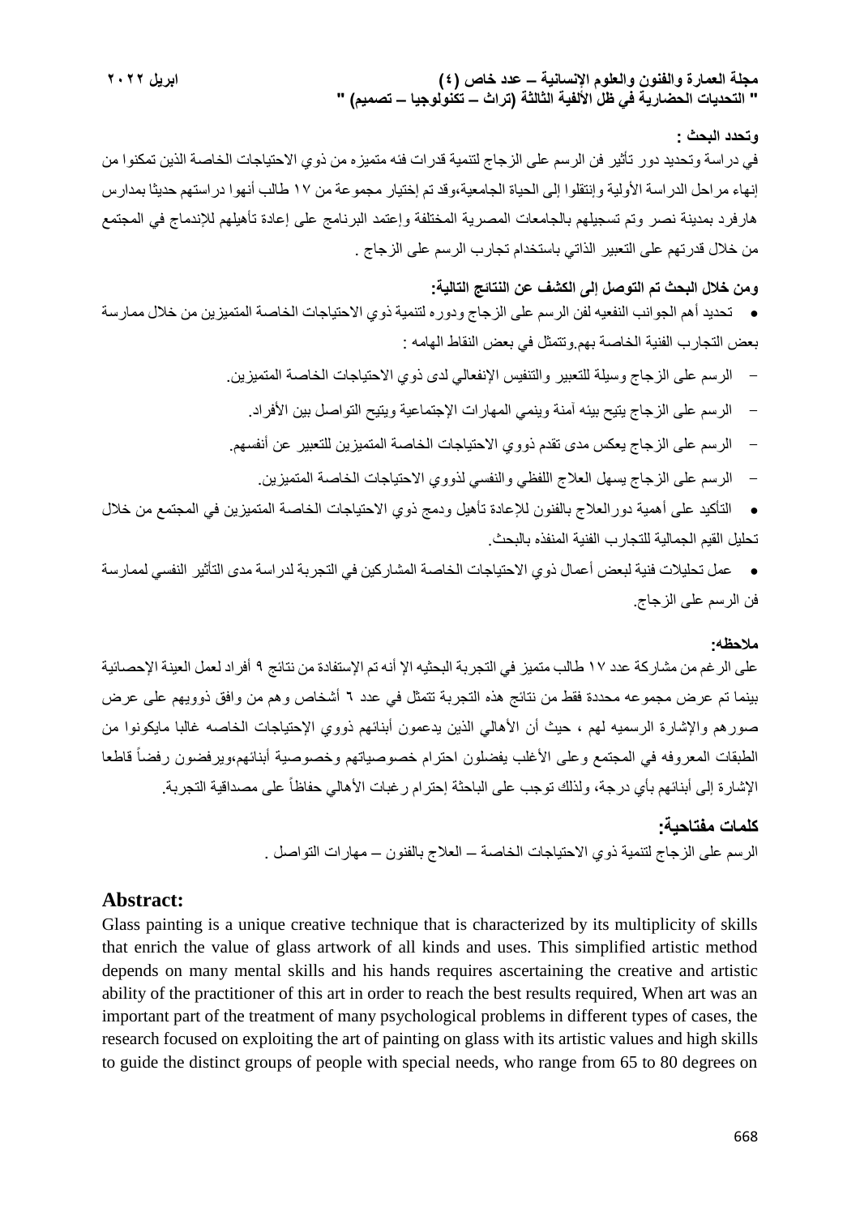**وتحدد البحث :**

في دراسة وتحديد دور تأثير فن الرسم على الزجاج لتنمية قدرات فئه متميزه من ذوي الاحتياجات الخاصة الذين تمكنوا من إنهاء مراحل الدراسة الأولية وإنتقلوا إلى الحياة الجامعية،وقد تم إختيار مجموعة من ١٧ طالب أنهوا دراستهم حديثا بمدارس هارفرد بمدينة نصر وتم تسجيلهم بالجامعات المصرية المختلفة وإعتمد البرنامج على إعادة تأهيلهم للإندماج في المجتمع من خلال قدرتهم على التعبير الذاتي باستخدام تجارب الرسم على الزجاج .

**ومن خلال البحث تم التوصل إلى الكشف عن النتائج التالية:**

- تحديد أهم الجوانب النفعيه لفن الرسم على الزجاج ودوره لتنمية ذوي الاحتياجات الخاصة المتميزين من خلال ممارسة بعض التجارب الفنية الخاصة بهم.وتتمثل في بعض النقاط الهامه :
  - الرسم على الزجاج وسيلة للتعبير والتنفيس الإنفعالي لدى ذوي الاحتياجات الخاصة المتميزين.
  - الرسم على الزجاج يتيح بيئه آمنة وينمي المهارات الإجتماعية ويتيح التواصل بين الأفراد.
  - الرسم على الزجاج يعكس مدى تقدم ذووي الاحتياجات الخاصة المتميزين للتعبير عن أنفسهم.
  - الرسم على الزجاج يسهل العلاج اللفظي والنفسي لذووي الاحتياجات الخاصة المتميزين.
- التأكيد على أهمية دورالعلاج بالفنون للإعادة تأهيل ودمج ذوي الاحتياجات الخاصة المتميزين في المجتمع من خلال تحليل القيم الجمالية للتجارب الفنية المنفذه بالبحث.
- عمل تحليلات فنية لبعض أعمال ذوي الاحتياجات الخاصة المشاركين في التجربة لدراسة مدى التأثير النفسي لممارسة فن الرسم على الزجاج.

**ملاحظه:**

على الرغم من مشاركة عدد ١٧ طالب متميز في التجربة البحثيه الإ أنه تم الإستفادة من نتائج ٩ أفراد لعمل العينة الإحصائية بينما تم عرض مجموعه محددة فقط من نتائج هذه التجربة تتمثل في عدد ٦ أشخاص وهم من وافق ذوويهم على عرض صورهم والإشارة الرسميه لهم ، حيث أن الأهالي الذين يدعمون أبنائهم ذووي الإحتياجات الخاصه غالبا مايكونوا من الطبقات المعروفه في المجتمع وعلى الأغلب يفضلون احترام خصوصياتهم وخصوصية أبنائهم،ويرفضون رفضاً قاطعا الإشارة إلى أبنائهم بأي درجة، ولذلك توجب على الباحثة إحترام رغبات الأهالي حفاظاً على مصداقية التجربة.

## كلمات مفتاحية:

الرسم على الزجاج لتنمية ذوي الاحتياجات الخاصة – العلاج بالفنون – مهارات التواصل .

## Abstract:

Glass painting is a unique creative technique that is characterized by its multiplicity of skills that enrich the value of glass artwork of all kinds and uses. This simplified artistic method depends on many mental skills and his hands requires ascertaining the creative and artistic ability of the practitioner of this art in order to reach the best results required, When art was an important part of the treatment of many psychological problems in different types of cases, the research focused on exploiting the art of painting on glass with its artistic values and high skills to guide the distinct groups of people with special needs, who range from 65 to 80 degrees on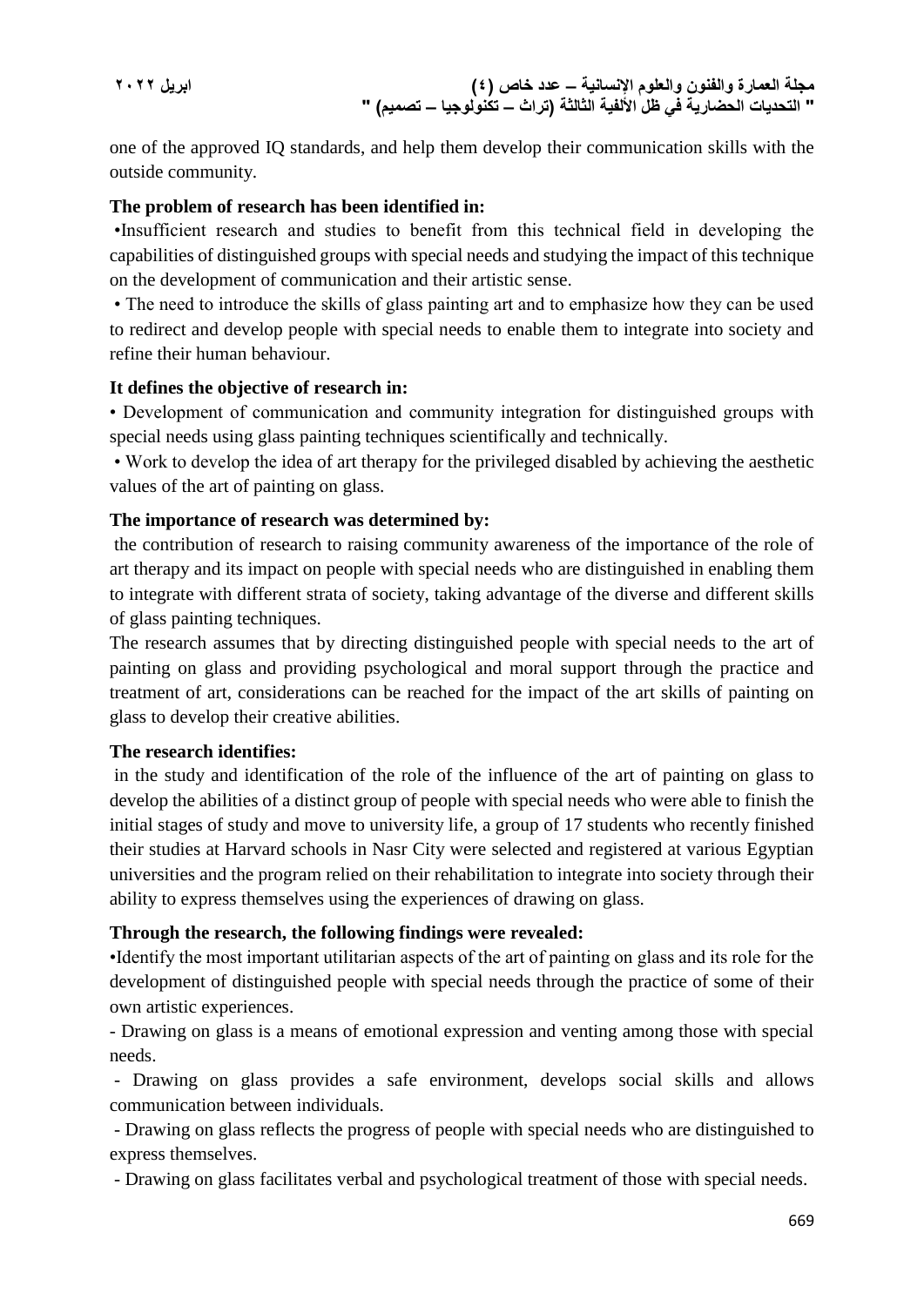one of the approved IQ standards, and help them develop their communication skills with the outside community.

**The problem of research has been identified in:**

•Insufficient research and studies to benefit from this technical field in developing the capabilities of distinguished groups with special needs and studying the impact of this technique on the development of communication and their artistic sense.

• The need to introduce the skills of glass painting art and to emphasize how they can be used to redirect and develop people with special needs to enable them to integrate into society and refine their human behaviour.

**It defines the objective of research in:**

• Development of communication and community integration for distinguished groups with special needs using glass painting techniques scientifically and technically.

• Work to develop the idea of art therapy for the privileged disabled by achieving the aesthetic values of the art of painting on glass.

**The importance of research was determined by:**

the contribution of research to raising community awareness of the importance of the role of art therapy and its impact on people with special needs who are distinguished in enabling them to integrate with different strata of society, taking advantage of the diverse and different skills of glass painting techniques.

The research assumes that by directing distinguished people with special needs to the art of painting on glass and providing psychological and moral support through the practice and treatment of art, considerations can be reached for the impact of the art skills of painting on glass to develop their creative abilities.

**The research identifies:**

in the study and identification of the role of the influence of the art of painting on glass to develop the abilities of a distinct group of people with special needs who were able to finish the initial stages of study and move to university life, a group of 17 students who recently finished their studies at Harvard schools in Nasr City were selected and registered at various Egyptian universities and the program relied on their rehabilitation to integrate into society through their ability to express themselves using the experiences of drawing on glass.

**Through the research, the following findings were revealed:**

•Identify the most important utilitarian aspects of the art of painting on glass and its role for the development of distinguished people with special needs through the practice of some of their own artistic experiences.

- Drawing on glass is a means of emotional expression and venting among those with special needs.
- Drawing on glass provides a safe environment, develops social skills and allows communication between individuals.
- Drawing on glass reflects the progress of people with special needs who are distinguished to express themselves.
- Drawing on glass facilitates verbal and psychological treatment of those with special needs.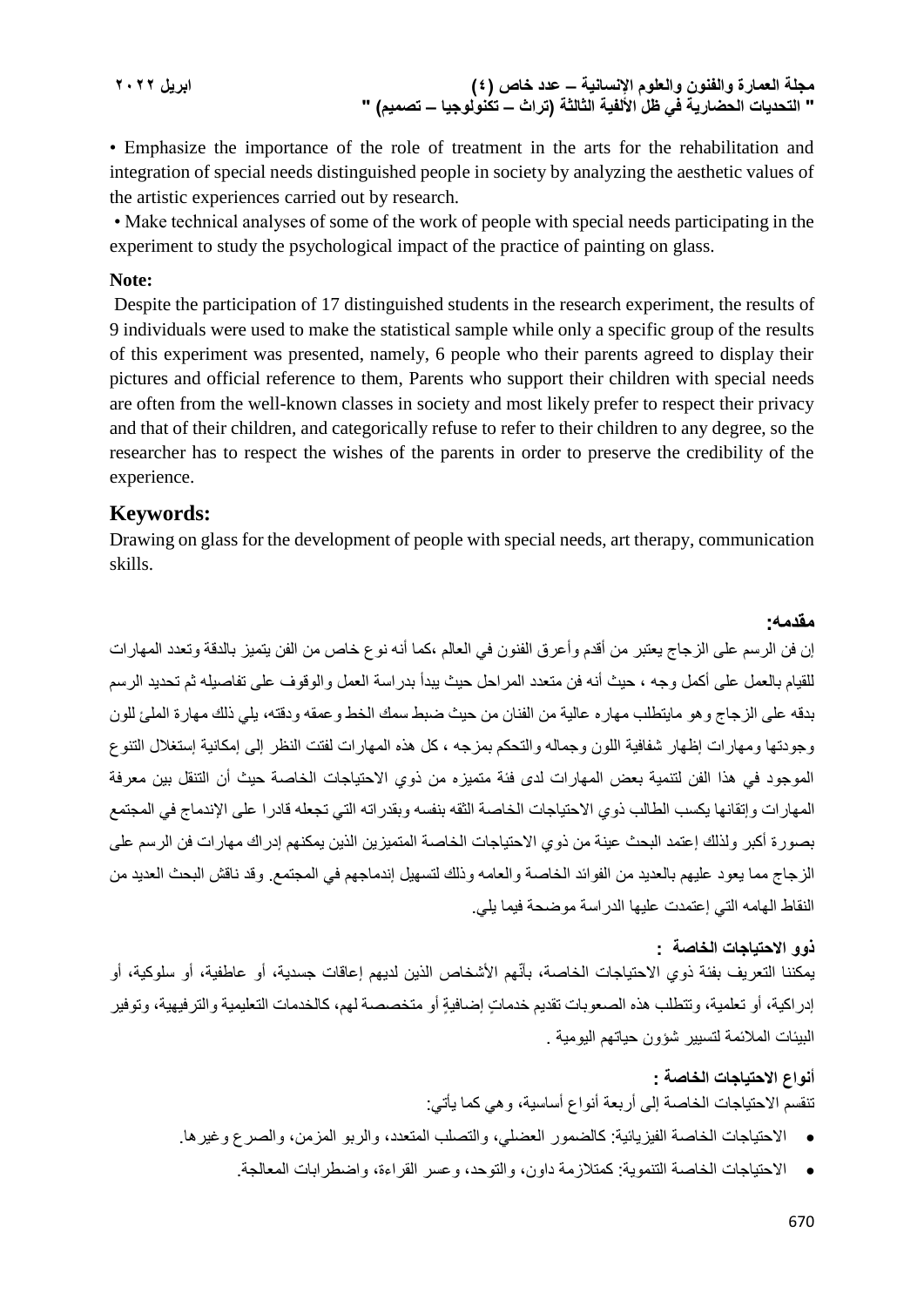• Emphasize the importance of the role of treatment in the arts for the rehabilitation and integration of special needs distinguished people in society by analyzing the aesthetic values of the artistic experiences carried out by research.

• Make technical analyses of some of the work of people with special needs participating in the experiment to study the psychological impact of the practice of painting on glass.

**Note:**

Despite the participation of 17 distinguished students in the research experiment, the results of 9 individuals were used to make the statistical sample while only a specific group of the results of this experiment was presented, namely, 6 people who their parents agreed to display their pictures and official reference to them, Parents who support their children with special needs are often from the well-known classes in society and most likely prefer to respect their privacy and that of their children, and categorically refuse to refer to their children to any degree, so the researcher has to respect the wishes of the parents in order to preserve the credibility of the experience.

## Keywords:

Drawing on glass for the development of people with special needs, art therapy, communication skills.

### مقدمه:

إن فن الرسم على الزجاج يعتبر من أقدم وأعرق الفنون في العالم ،كما أنه نوع خاص من الفن يتميز بالدقة وتعدد المهارات للقيام بالعمل على أكمل وجه ، حيث أنه فن متعدد المراحل حيث يبدأ بدراسة العمل والوقوف على تفاصيله ثم تحديد الرسم بدقه على الزجاج وهو مايتطلب مهاره عالية من الفنان من حيث ضبط سمك الخط وعمقه ودقته، يلي ذلك مهارة الملئ للون وجودتها ومهارات إظهار شفافية اللون وجماله والتحكم بمزجه ، كل هذه المهارات لفتت النظر إلى إمكانية إستغلال التنوع الموجود في هذا الفن لتنمية بعض المهارات لدى فئة متميزه من ذوي الاحتياجات الخاصة حيث أن التنقل بين معرفة المهارات وإتقانها يكسب الطالب ذوي الاحتياجات الخاصة الثقه بنفسه وبقدراته التي تجعله قادرا على الإندماج في المجتمع بصورة أكبر ولذلك إعتمد البحث عينة من ذوي الاحتياجات الخاصة المتميزين الذين يمكنهم إدراك مهارات فن الرسم على الزجاج مما يعود عليهم بالعديد من الفوائد الخاصة والعامه وذلك لتسهيل إندماجهم في المجتمع. وقد ناقش البحث العديد من النقاط الهامه التي إعتمدت عليها الدراسة موضحة فيما يلي.

### ذوو الاحتياجات الخاصة :

يمكننا التعريف بفئة ذوي الاحتياجات الخاصة، بأنّهم الأشخاص الذين لديهم إعاقات جسدية، أو عاطفية، أو سلوكية، أو إدراكية، أو تعلمية، وتتطلب هذه الصعوبات تقديم خدماتٍ إضافيةٍ أو متخصصة لهم، كالخدمات التعليمية والترفيهية، وتوفير البيئات الملائمة لتسيير شؤون حياتهم اليومية .

### أنواع الاحتياجات الخاصة :

تنقسم الاحتياجات الخاصة إلى أربعة أنواع أساسية، وهي كما يأتي:

- الاحتياجات الخاصة الفيزيائية: كالضمور العضلي، والتصلب المتعدد، والربو المزمن، والصرع وغيرها.
- الاحتياجات الخاصة التنموية: كمتلازمة داون، والتوحد، وعسر القراءة، واضطرابات المعالجة.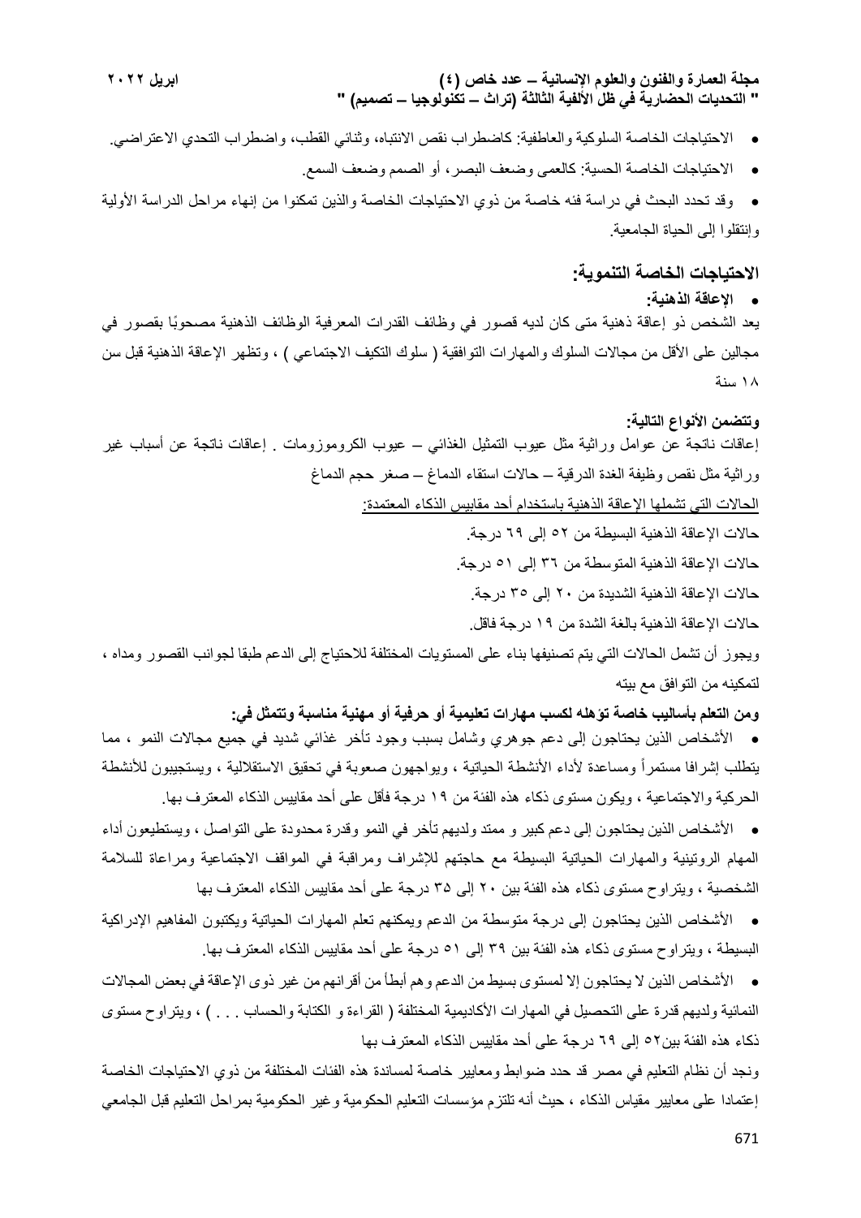- الاحتياجات الخاصة السلوكية والعاطفية: كاضطراب نقص الانتباه، وثنائي القطب، واضطراب التحدي الاعتراضي.
- الاحتياجات الخاصة الحسية: كالعمى وضعف البصر، أو الصمم وضعف السمع.
- وقد تحدد البحث في دراسة فئه خاصة من ذوي الاحتياجات الخاصة والذين تمكنوا من إنهاء مراحل الدراسة الأولية وإنتقلوا إلى الحياة الجامعية.

## الاحتياجات الخاصة التنموية:

- **الإعاقة الذهنية:**

يعد الشخص ذو إعاقة ذهنية متى كان لديه قصور في وظائف القدرات المعرفية الوظائف الذهنية مصحوبًا بقصور في مجالين على الأقل من مجالات السلوك والمهارات التوافقية ( سلوك التكيف الاجتماعي ) ، وتظهر الإعاقة الذهنية قبل سن ١٨ سنة

**وتتضمن الأنواع التالية:**

إعاقات ناتجة عن عوامل وراثية مثل عيوب التمثيل الغذائي – عيوب الكروموزومات . إعاقات ناتجة عن أسباب غير وراثية مثل نقص وظيفة الغدة الدرقية – حالات استقاء الدماغ – صغر حجم الدماغ

<u>الحالات التي تشملها الإعاقة الذهنية باستخدام أحد مقاييس الذكاء المعتمدة:</u>

حالات الإعاقة الذهنية البسيطة من ٥٢ إلى ٦٩ درجة.

حالات الإعاقة الذهنية المتوسطة من ٣٦ إلى ٥١ درجة.

حالات الإعاقة الذهنية الشديدة من ٢٠ إلى ٣٥ درجة.

حالات الإعاقة الذهنية بالغة الشدة من ١٩ درجة فاقل.

ويجوز أن تشمل الحالات التي يتم تصنيفها بناء على المستويات المختلفة للاحتياج إلى الدعم طبقا لجوانب القصور ومداه ، لتمكينه من التوافق مع بيته

**ومن التعلم بأساليب خاصة تؤهله لكسب مهارات تعليمية أو حرفية أو مهنية مناسبة وتتمثل في:**

- الأشخاص الذين يحتاجون إلى دعم جوهري وشامل بسبب وجود تأخر غذائي شديد في جميع مجالات النمو ، مما يتطلب إشرافا مستمراً ومساعدة لأداء الأنشطة الحياتية ، ويواجهون صعوبة في تحقيق الاستقلالية ، ويستجيبون للأنشطة الحركية والاجتماعية ، ويكون مستوى ذكاء هذه الفئة من ١٩ درجة فأقل على أحد مقاييس الذكاء المعترف بها.
- الأشخاص الذين يحتاجون إلى دعم كبير و ممتد ولديهم تأخر في النمو وقدرة محدودة على التواصل ، ويستطيعون أداء المهام الروتينية والمهارات الحياتية البسيطة مع حاجتهم للإشراف ومراقبة في المواقف الاجتماعية ومراعاة للسلامة الشخصية ، ويتراوح مستوى ذكاء هذه الفئة بين ٢٠ إلى ٣٥ درجة على أحد مقاييس الذكاء المعترف بها
- الأشخاص الذين يحتاجون إلى درجة متوسطة من الدعم ويمكنهم تعلم المهارات الحياتية ويكتبون المفاهيم الإدراكية البسيطة ، ويتراوح مستوى ذكاء هذه الفئة بين ٣٩ إلى ٥١ درجة على أحد مقاييس الذكاء المعترف بها.
- الأشخاص الذين لا يحتاجون إلا لمستوى بسيط من الدعم وهم أبطأ من أقرانهم من غير ذوى الإعاقة في بعض المجالات النمائية ولديهم قدرة على التحصيل في المهارات الأكاديمية المختلفة ( القراءة و الكتابة والحساب . . . ) ، ويتراوح مستوى ذكاء هذه الفئة بين٥٢ إلى ٦٩ درجة على أحد مقاييس الذكاء المعترف بها

ونجد أن نظام التعليم في مصر قد حدد ضوابط ومعايير خاصة لمساندة هذه الفئات المختلفة من ذوي الاحتياجات الخاصة إعتمادا على معايير مقياس الذكاء ، حيث أنه تلتزم مؤسسات التعليم الحكومية وغير الحكومية بمراحل التعليم قبل الجامعي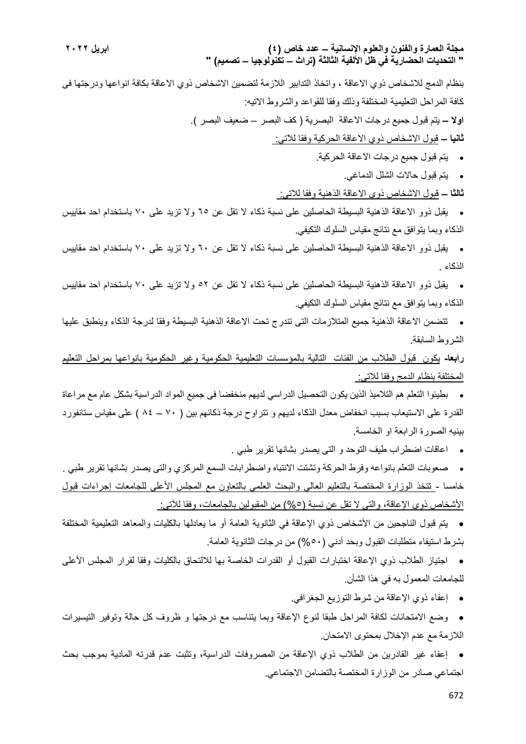بنظام الدمج للاشخاص ذوي الاعاقة ، واتخاذ التدابير اللازمة لتضمين الاشخاص ذوي الاعاقة بكافة انواعها ودرجتها فى كافة المراحل التعليمية المختلفة وذلك وفقا للقواعد والشروط الاتيه:

**اولا –** يتم قبول جميع درجات الاعاقة البصرية ( كف البصر – ضعيف البصر ).

**ثانيا –** قبول الاشخاص ذوي الاعاقة الحركية وفقا للاتى:

- يتم قبول جميع درجات الاعاقة الحركية.
- يتم قبول حالات الشلل الدماغي.

**ثالثا –** قبول الاشخاص ذوي الاعاقة الذهنية وفقا للاتى:

- يقبل ذوو الاعاقة الذهنية البسيطة الحاصلين على نسبة ذكاء لا تقل عن ٦٥ ولا تزيد على ٧٠ باستخدام احد مقاييس الذكاء وبما يتوافق مع نتائج مقياس السلوك التكيفي.
- يقبل ذوو الاعاقة الذهنية البسيطة الحاصلين على نسبة ذكاء لا تقل عن ٦٠ ولا تزيد على ٧٠ باستخدام احد مقاييس الذكاء .
- يقبل ذوو الاعاقة الذهنية البسيطة الحاصلين على نسبة ذكاء لا تقل عن ٥٢ ولا تزيد على ٧٠ باستخدام احد مقاييس الذكاء وبما يتوافق مع نتائج مقياس السلوك التكيفي.
- تتضمن الاعاقة الذهنية جميع المتلازمات التى تندرج تحت الاعاقة الذهنية البسيطة وفقا لدرجة الذكاء وينطبق عليها الشروط السابقة.

**رابعا-** يكون قبول الطلاب من الفئات التالية بالمؤسسات التعليمية الحكومية وغير الحكومية بانواعها بمراحل التعليم المختلفة بنظام الدمج وفقا للاتى:

- بطيئوا التعلم هم التلاميذ الذين يكون التحصيل الدراسي لديهم منخفضا فى جميع المواد الدراسية بشكل عام مع مراعاة القدرة على الاستيعاب بسبب انخفاض معدل الذكاء لديهم و تتراوح درجة ذكائهم بين ( ٧٠ – ٨٤ ) على مقياس ستانفورد بينيه الصورة الرابعة او الخامسة.
- اعاقات اضطراب طيف التوحد و التى يصدر بشانها تقرير طبي .
- صعوبات التعلم بانواعه وفرط الحركة وتشتت الانتباه واضطرابات السمع المركزي والتى يصدر بشانها تقرير طبي .

خامسا - تتخذ الوزارة المختصة بالتعليم العالي والبحث العلمي بالتعاون مع المجلس الأعلى للجامعات إجراءات قبول الأشخاص ذوي الإعاقة، والتي لا تقل عن نسبة (٥%) من المقبولين بالجامعات، وفقا للآتي:

- يتم قبول الناجحين من الأشخاص ذوي الإعاقة في الثانوية العامة أو ما يعادلها بالكليات والمعاهد التعليمية المختلفة بشرط استيفاء متطلبات القبول وبحد أدني (٥٠%) من درجات الثانوية العامة.
- اجتياز الطلاب ذوي الإعاقة اختبارات القبول أو القدرات الخاصة بها للالتحاق بالكليات وفقا لقرار المجلس الأعلى للجامعات المعمول به في هذا الشأن.
- إعفاء ذوي الإعاقة من شرط التوزيع الجغرافي.
- وضع الامتحانات لكافة المراحل طبقا لنوع الإعاقة وبما يتناسب مع درجتها و ظروف كل حالة وتوفير التيسيرات اللازمة مع عدم الإخلال بمحتوى الامتحان.
- إعفاء غير القادرين من الطلاب ذوي الإعاقة من المصروفات الدراسية، وتثبت عدم قدرته المادية بموجب بحث اجتماعي صادر من الوزارة المختصة بالتضامن الاجتماعي.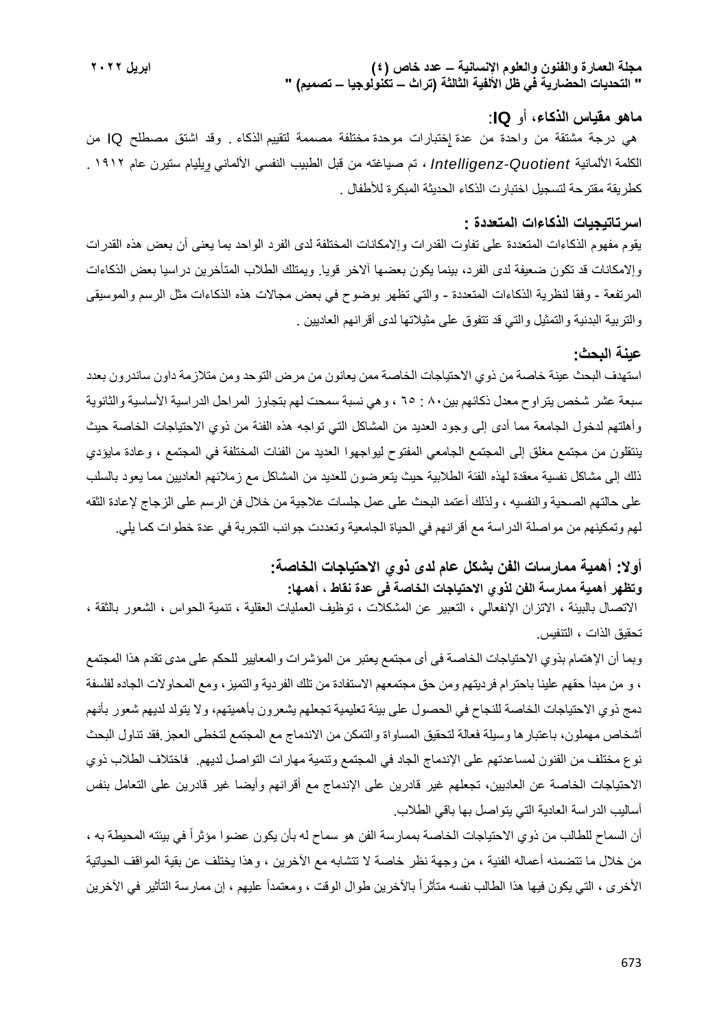**ماهو مقياس الذكاء، أو IQ:**

هي درجة مشتقة من واحدة من عدة إختبارات موحدة مختلفة مصممة لتقييم الذكاء . وقد اشتق مصطلح IQ من الكلمة الألمانية *Intelligenz-Quotient* ، تم صياغته من قبل الطبيب النفسي الألماني ويليام ستيرن عام ١٩١٢ . كطريقة مقترحة لتسجيل اختبارت الذكاء الحديثة المبكرة للأطفال .

**استراتيجيات الذكاءات المتعددة :**

يقوم مفهوم الذكاءات المتعددة على تفاوت القدرات والإمكانات المختلفة لدى الفرد الواحد بما يعنى أن بعض هذه القدرات والإمكانات قد تكون ضعيفة لدى الفرد، بينما يكون بعضها آلاخر قويا. ويمتلك الطلاب المتأخرين دراسيا بعض الذكاءات المرتفعة - وفقا لنظرية الذكاءات المتعددة - والتي تظهر بوضوح في بعض مجالات هذه الذكاءات مثل الرسم والموسيقى والتربية البدنية والتمثيل والتي قد تتفوق على مثيلاتها لدى أقرانهم العاديين .

**عينة البحث:**

استهدف البحث عينة خاصة من ذوي الاحتياجات الخاصة ممن يعانون من مرض التوحد ومن متلازمة داون ساندرون بعدد سبعة عشر شخص يتراوح معدل ذكائهم بين٨٠ : ٦٥ ، وهي نسبة سمحت لهم بتجاوز المراحل الدراسية الأساسية والثانوية وأهلتهم لدخول الجامعة مما أدى إلى وجود العديد من المشاكل التي تواجه هذه الفئة من ذوي الاحتياجات الخاصة حيث ينتقلون من مجتمع مغلق إلى المجتمع الجامعي المفتوح ليواجهوا العديد من الفئات المختلفة في المجتمع ، وعادة مايؤدي ذلك إلى مشاكل نفسية معقدة لهذه الفئة الطلابية حيث يتعرضون للعديد من المشاكل مع زملائهم العاديين مما يعود بالسلب على حالتهم الصحية والنفسيه ، ولذلك أعتمد البحث على عمل جلسات علاجية من خلال فن الرسم على الزجاج لإعادة الثقه لهم وتمكينهم من مواصلة الدراسة مع أقرانهم في الحياة الجامعية وتعددت جوانب التجربة في عدة خطوات كما يلي.

**أولا: أهمية ممارسات الفن بشكل عام لدى ذوي الاحتياجات الخاصة:**

**وتظهر أهمية ممارسة الفن لذوي الاحتياجات الخاصة في عدة نقاط ، أهمها:**

الاتصال بالبيئة ، الاتزان الإنفعالي ، التعبير عن المشكلات ، توظيف العمليات العقلية ، تنمية الحواس ، الشعور بالثقة ، تحقيق الذات ، التنفيس.

وبما أن الإهتمام بذوي الاحتياجات الخاصة فى أى مجتمع يعتبر من المؤشرات والمعايير للحكم على مدى تقدم هذا المجتمع ، و من مبدأ حقهم علينا باحترام فرديتهم ومن حق مجتمعهم الاستفادة من تلك الفردية والتميز، ومع المحاولات الجاده لفلسفة دمج ذوي الاحتياجات الخاصة للنجاح في الحصول على بيئة تعليمية تجعلهم يشعرون بأهميتهم، ولا يتولد لديهم شعور بأنهم أشخاص مهملون، باعتبارها وسيلة فعالة لتحقيق المساواة والتمكن من الاندماج مع المجتمع لتخطى العجز.فقد تناول البحث نوع مختلف من الفنون لمساعدتهم على الإندماج الجاد في المجتمع وتنمية مهارات التواصل لديهم. فاختلاف الطلاب ذوي الاحتياجات الخاصة عن العاديين، تجعلهم غير قادرين على الإندماج مع أقرانهم وأيضا غير قادرين على التعامل بنفس أساليب الدراسة العادية التي يتواصل بها باقي الطلاب.

أن السماح للطالب من ذوي الاحتياجات الخاصة بممارسة الفن هو سماح له بأن يكون عضوا مؤثراً في بيئته المحيطة به ، من خلال ما تتضمنه أعماله الفنية ، من وجهة نظر خاصة لا تتشابه مع الآخرين ، وهذا يختلف عن بقية المواقف الحياتية الأخرى ، التي يكون فيها هذا الطالب نفسه متأثراً بالآخرين طوال الوقت ، ومعتمداً عليهم ، إن ممارسة التأثير في الآخرين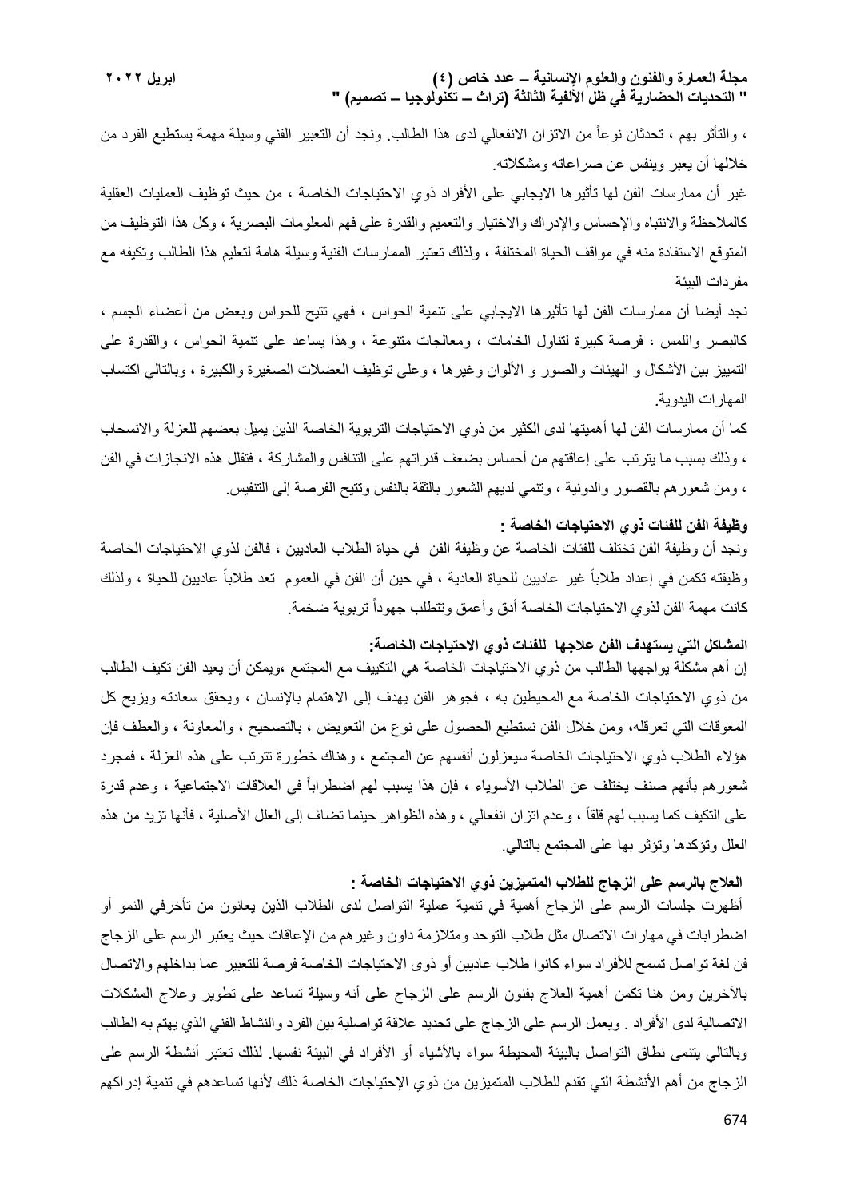، والتأثر بهم ، تحدثان نوعاً من الاتزان الانفعالي لدى هذا الطالب. ونجد أن التعبير الفني وسيلة مهمة يستطيع الفرد من خلالها أن يعبر وينفس عن صراعاته ومشكلاته.

غير أن ممارسات الفن لها تأثيرها الايجابي على الأفراد ذوي الاحتياجات الخاصة ، من حيث توظيف العمليات العقلية كالملاحظة والانتباه والإحساس والإدراك والاختيار والتعميم والقدرة على فهم المعلومات البصرية ، وكل هذا التوظيف من المتوقع الاستفادة منه في مواقف الحياة المختلفة ، ولذلك تعتبر الممارسات الفنية وسيلة هامة لتعليم هذا الطالب وتكيفه مع مفردات البيئة

نجد أيضا أن ممارسات الفن لها تأثيرها الايجابي على تنمية الحواس ، فهي تتيح للحواس وبعض من أعضاء الجسم ، كالبصر واللمس ، فرصة كبيرة لتناول الخامات ، ومعالجات متنوعة ، وهذا يساعد على تنمية الحواس ، والقدرة على التمييز بين الأشكال و الهيئات والصور و الألوان وغيرها ، وعلى توظيف العضلات الصغيرة والكبيرة ، وبالتالي اكتساب المهارات اليدوية.

كما أن ممارسات الفن لها أهميتها لدى الكثير من ذوي الاحتياجات التربوية الخاصة الذين يميل بعضهم للعزلة والانسحاب ، وذلك بسبب ما يترتب على إعاقتهم من أحساس بضعف قدراتهم على التنافس والمشاركة ، فتقلل هذه الانجازات في الفن ، ومن شعورهم بالقصور والدونية ، وتنمي لديهم الشعور بالثقة بالنفس وتتيح الفرصة إلى التنفيس.

**وظيفة الفن للفئات ذوي الاحتياجات الخاصة :**

ونجد أن وظيفة الفن تختلف للفئات الخاصة عن وظيفة الفن في حياة الطلاب العاديين ، فالفن لذوي الاحتياجات الخاصة وظيفته تكمن في إعداد طلاباً غير عاديين للحياة العادية ، في حين أن الفن في العموم تعد طلاباً عاديين للحياة ، ولذلك كانت مهمة الفن لذوي الاحتياجات الخاصة أدق وأعمق وتتطلب جهوداً تربوية ضخمة.

**المشاكل التي يستهدف الفن علاجها للفئات ذوي الاحتياجات الخاصة:**

إن أهم مشكلة يواجهها الطالب من ذوي الاحتياجات الخاصة هي التكيف مع المجتمع ،ويمكن أن يعيد الفن تكيف الطالب من ذوي الاحتياجات الخاصة مع المحيطين به ، فجوهر الفن يهدف إلى الاهتمام بالإنسان ، ويحقق سعادته ويزيح كل المعوقات التي تعرقله، ومن خلال الفن نستطيع الحصول على نوع من التعويض ، بالتصحيح ، والمعاونة ، والعطف فإن هؤلاء الطلاب ذوي الاحتياجات الخاصة سيعزلون أنفسهم عن المجتمع ، وهناك خطورة تترتب على هذه العزلة ، فمجرد شعورهم بأنهم صنف يختلف عن الطلاب الأسوياء ، فإن هذا يسبب لهم اضطراباً في العلاقات الاجتماعية ، وعدم قدرة على التكيف كما يسبب لهم قلقاً ، وعدم اتزان انفعالي ، وهذه الظواهر حينما تضاف إلى العلل الأصلية ، فأنها تزيد من هذه العلل وتؤكدها وتؤثر بها على المجتمع بالتالي.

**العلاج بالرسم على الزجاج للطلاب المتميزين ذوي الاحتياجات الخاصة :**

أظهرت جلسات الرسم على الزجاج أهمية في تنمية عملية التواصل لدى الطلاب الذين يعانون من تأخرفي النمو أو اضطرابات في مهارات الاتصال مثل طلاب التوحد ومتلازمة داون وغيرهم من الإعاقات حيث يعتبر الرسم على الزجاج فن لغة تواصل تسمح للأفراد سواء كانوا طلاب عاديين أو ذوى الاحتياجات الخاصة فرصة للتعبير عما بداخلهم والاتصال بالآخرين ومن هنا تكمن أهمية العلاج بفنون الرسم على الزجاج على أنه وسيلة تساعد على تطوير وعلاج المشكلات الاتصالية لدى الأفراد . ويعمل الرسم على الزجاج على تحديد علاقة تواصلية بين الفرد والنشاط الفني الذي يهتم به الطالب وبالتالي ينتمى نطاق التواصل بالبيئة المحيطة سواء بالأشياء أو الأفراد في البيئة نفسها. لذلك تعتبر أنشطة الرسم على الزجاج من أهم الأنشطة التي تقدم للطلاب المتميزين من ذوي الإحتياجات الخاصة ذلك لأنها تساعدهم في تنمية إدراكهم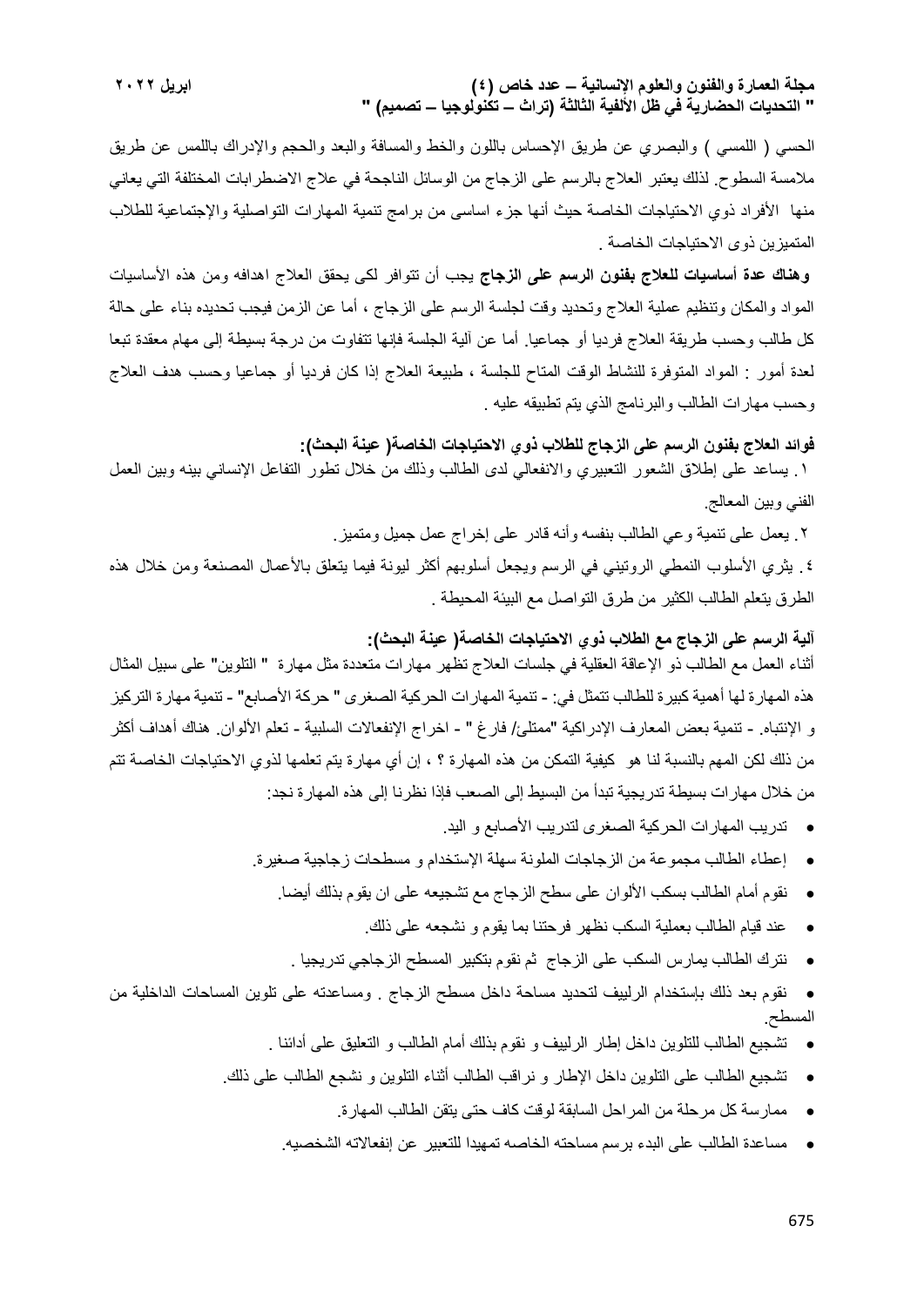الحسي ( اللمسي ) والبصري عن طريق الإحساس باللون والخط والمسافة والبعد والحجم والإدراك باللمس عن طريق ملامسة السطوح. لذلك يعتبر العلاج بالرسم على الزجاج من الوسائل الناجحة في علاج الاضطرابات المختلفة التي يعاني منها الأفراد ذوي الاحتياجات الخاصة حيث أنها جزء اساسى من برامج تنمية المهارات التواصلية والإجتماعية للطلاب المتميزين ذوى الاحتياجات الخاصة .

**وهناك عدة أساسيات للعلاج بفنون الرسم على الزجاج** يجب أن تتوافر لكى يحقق العلاج اهدافه ومن هذه الأساسيات المواد والمكان وتنظيم عملية العلاج وتحديد وقت لجلسة الرسم على الزجاج ، أما عن الزمن فيجب تحديده بناء على حالة كل طالب وحسب طريقة العلاج فرديا أو جماعيا. أما عن آلية الجلسة فإنها تتفاوت من درجة بسيطة إلى مهام معقدة تبعا لعدة أمور : المواد المتوفرة للنشاط الوقت المتاح للجلسة ، طبيعة العلاج إذا كان فرديا أو جماعيا وحسب هدف العلاج وحسب مهارات الطالب والبرنامج الذي يتم تطبيقه عليه .

**فوائد العلاج بفنون الرسم على الزجاج للطلاب ذوي الاحتياجات الخاصة( عينة البحث):**

١ . يساعد على إطلاق الشعور التعبيري والانفعالي لدى الطالب وذلك من خلال تطور التفاعل الإنساني بينه وبين العمل الفني وبين المعالج.

٢ . يعمل على تنمية وعي الطالب بنفسه وأنه قادر على إخراج عمل جميل ومتميز.

٤ . يثري الأسلوب النمطي الروتيني في الرسم ويجعل أسلوبهم أكثر ليونة فيما يتعلق بالأعمال المصنعة ومن خلال هذه الطرق يتعلم الطالب الكثير من طرق التواصل مع البيئة المحيطة .

**آلية الرسم على الزجاج مع الطلاب ذوي الاحتياجات الخاصة( عينة البحث):**

أثناء العمل مع الطالب ذو الإعاقة العقلية في جلسات العلاج تظهر مهارات متعددة مثل مهارة " التلوين" على سبيل المثال هذه المهارة لها أهمية كبيرة للطالب تتمثل في: - تنمية المهارات الحركية الصغرى " حركة الأصابع" - تنمية مهارة التركيز و الإنتباه. - تنمية بعض المعارف الإدراكية "ممتلئ/ فارغ " - اخراج الإنفعالات السلبية - تعلم الألوان. هناك أهداف أكثر من ذلك لكن المهم بالنسبة لنا هو كيفية التمكن من هذه المهارة ؟ ، إن أي مهارة يتم تعلمها لذوي الاحتياجات الخاصة تتم من خلال مهارات بسيطة تدريجية تبدأ من البسيط إلى الصعب فإذا نظرنا إلى هذه المهارة نجد:

- تدريب المهارات الحركية الصغرى لتدريب الأصابع و اليد.
- إعطاء الطالب مجموعة من الزجاجات الملونة سهلة الإستخدام و مسطحات زجاجية صغيرة.
- نقوم أمام الطالب بسكب الألوان على سطح الزجاج مع تشجيعه على ان يقوم بذلك أيضا.
- عند قيام الطالب بعملية السكب نظهر فرحتنا بما يقوم و نشجعه على ذلك.
- نترك الطالب يمارس السكب على الزجاج ثم نقوم بتكبير المسطح الزجاجي تدريجيا .
- نقوم بعد ذلك بإستخدام الرلييف لتحديد مساحة داخل مسطح الزجاج . ومساعدته على تلوين المساحات الداخلية من المسطح.
- تشجيع الطالب للتلوين داخل إطار الرلييف و نقوم بذلك أمام الطالب و التعليق على أدائنا .
- تشجيع الطالب على التلوين داخل الإطار و نراقب الطالب أثناء التلوين و نشجع الطالب على ذلك.
- ممارسة كل مرحلة من المراحل السابقة لوقت كاف حتى يتقن الطالب المهارة.
- مساعدة الطالب على البدء برسم مساحته الخاصه تمهيدا للتعبير عن إنفعالاته الشخصيه.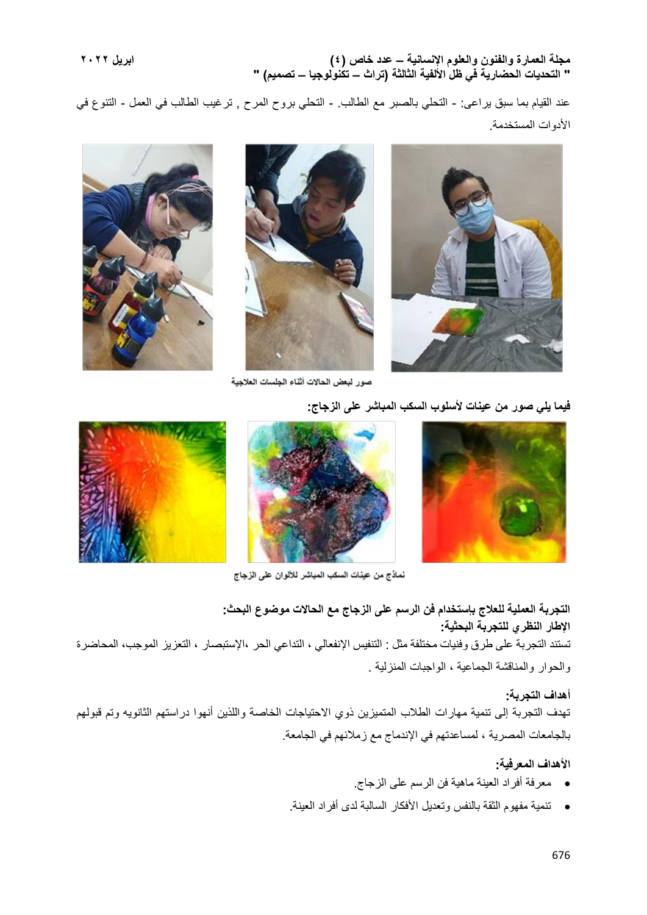عند القيام بما سبق يراعى: - التحلي بالصبر مع الطالب. - التحلي بروح المرح , ترغيب الطالب في العمل - التنوع في الأدوات المستخدمة.

صور لبعض الحالات أثناء الجلسات العلاجية

**فيما يلي صور من عينات لأسلوب السكب المباشر على الزجاج:**

نماذج من عينات السكب المباشر للألوان على الزجاج

**التجربة العملية للعلاج باستخدام فن الرسم على الزجاج مع الحالات موضوع البحث:**

**الإطار النظري للتجربة البحثية:**

تستند التجربة على طرق وفنيات مختلفة مثل : التنفيس الإنفعالي ، التداعي الحر ،الإستبصار ، التعزيز الموجب، المحاضرة والحوار والمناقشة الجماعية ، الواجبات المنزلية .

**أهداف التجربة:**

تهدف التجربة إلى تنمية مهارات الطلاب المتميزين ذوي الاحتياجات الخاصة واللذين أنهوا دراستهم الثانويه وتم قبولهم بالجامعات المصرية ، لمساعدتهم في الإندماج مع زملائهم في الجامعة.

**الأهداف المعرفية:**

- معرفة أفراد العينة ماهية فن الرسم على الزجاج.
- تنمية مفهوم الثقة بالنفس وتعديل الأفكار السالبة لدى أفراد العينة.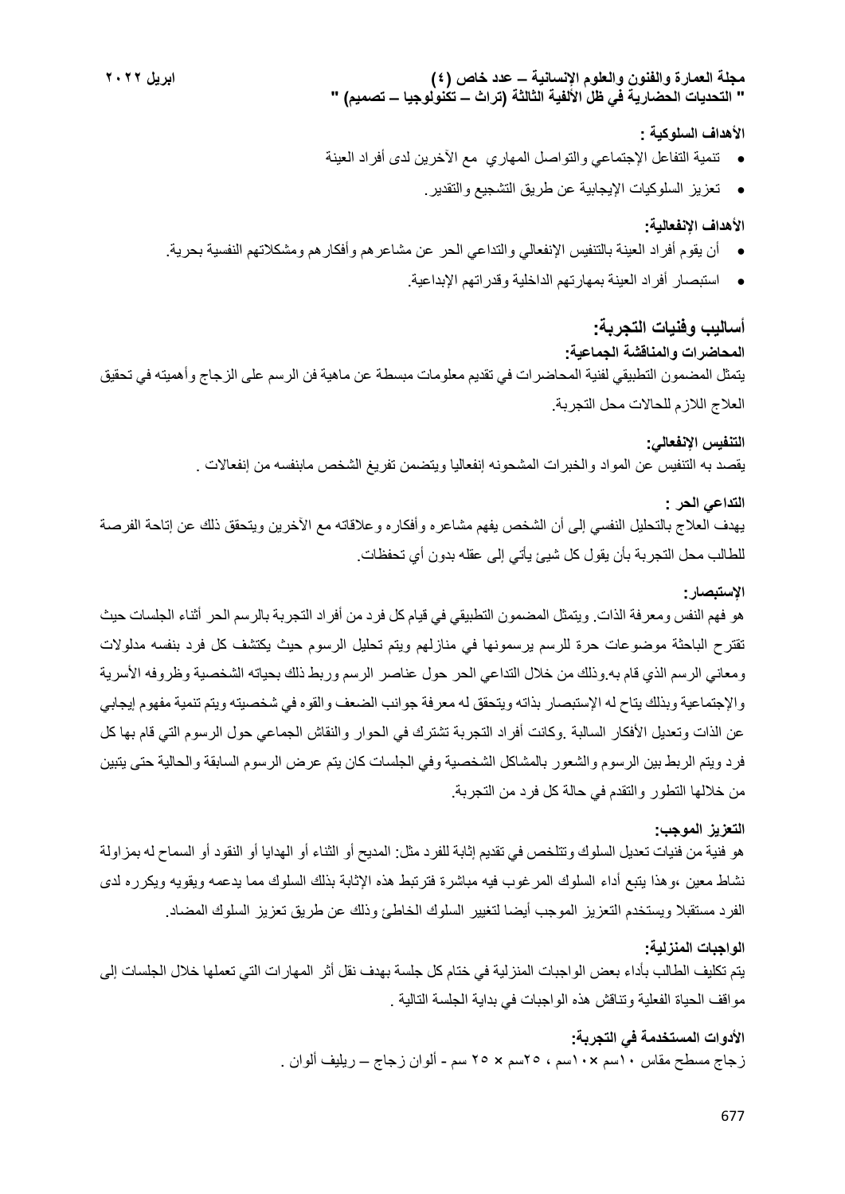**الأهداف السلوكية :**

- تنمية التفاعل الإجتماعي والتواصل المهاري مع الآخرين لدى أفراد العينة
- تعزيز السلوكيات الإيجابية عن طريق التشجيع والتقدير.

**الأهداف الإنفعالية:**

- أن يقوم أفراد العينة بالتنفيس الإنفعالي والتداعي الحر عن مشاعرهم وأفكارهم ومشكلاتهم النفسية بحرية.
- استبصار أفراد العينة بمهارتهم الداخلية وقدراتهم الإبداعية.

## أساليب وفنيات التجربة:

**المحاضرات والمناقشة الجماعية:**

يتمثل المضمون التطبيقي لفنية المحاضرات في تقديم معلومات مبسطة عن ماهية فن الرسم على الزجاج وأهميته في تحقيق العلاج اللازم للحالات محل التجربة.

**التنفيس الإنفعالي:**

يقصد به التنفيس عن المواد والخبرات المشحونه إنفعاليا ويتضمن تفريغ الشخص مابنفسه من إنفعالات .

**التداعي الحر :**

يهدف العلاج بالتحليل النفسي إلى أن الشخص يفهم مشاعره وأفكاره وعلاقاته مع الآخرين ويتحقق ذلك عن إتاحة الفرصة للطالب محل التجربة بأن يقول كل شيئ يأتي إلى عقله بدون أي تحفظات.

**الإستبصار:**

هو فهم النفس ومعرفة الذات. ويتمثل المضمون التطبيقي في قيام كل فرد من أفراد التجربة بالرسم الحر أثناء الجلسات حيث تقترح الباحثة موضوعات حرة للرسم يرسمونها في منازلهم ويتم تحليل الرسوم حيث يكتشف كل فرد بنفسه مدلولات ومعاني الرسم الذي قام به.وذلك من خلال التداعي الحر حول عناصر الرسم وربط ذلك بحياته الشخصية وظروفه الأسرية والإجتماعية وبذلك يتاح له الإستبصار بذاته ويتحقق له معرفة جوانب الضعف والقوه في شخصيته ويتم تنمية مفهوم إيجابي عن الذات وتعديل الأفكار السالبة .وكانت أفراد التجربة تشترك في الحوار والنقاش الجماعي حول الرسوم التي قام بها كل فرد ويتم الربط بين الرسوم والشعور بالمشاكل الشخصية وفي الجلسات كان يتم عرض الرسوم السابقة والحالية حتى يتبين من خلالها التطور والتقدم في حالة كل فرد من التجربة.

**التعزيز الموجب:**

هو فنية من فنيات تعديل السلوك وتتلخص في تقديم إثابة للفرد مثل: المديح أو الثناء أو الهدايا أو النقود أو السماح له بمزاولة نشاط معين ،وهذا يتبع أداء السلوك المرغوب فيه مباشرة فترتبط هذه الإثابة بذلك السلوك مما يدعمه ويقويه ويكرره لدى الفرد مستقبلا ويستخدم التعزيز الموجب أيضا لتغيير السلوك الخاطئ وذلك عن طريق تعزيز السلوك المضاد.

**الواجبات المنزلية:**

يتم تكليف الطالب بأداء بعض الواجبات المنزلية في ختام كل جلسة بهدف نقل أثر المهارات التي تعملها خلال الجلسات إلى مواقف الحياة الفعلية وتناقش هذه الواجبات في بداية الجلسة التالية .

**الأدوات المستخدمة في التجربة:**

زجاج مسطح مقاس ١٠سم ×١٠سم ، ٢٥سم × ٢٥ سم - ألوان زجاج – ريليف ألوان .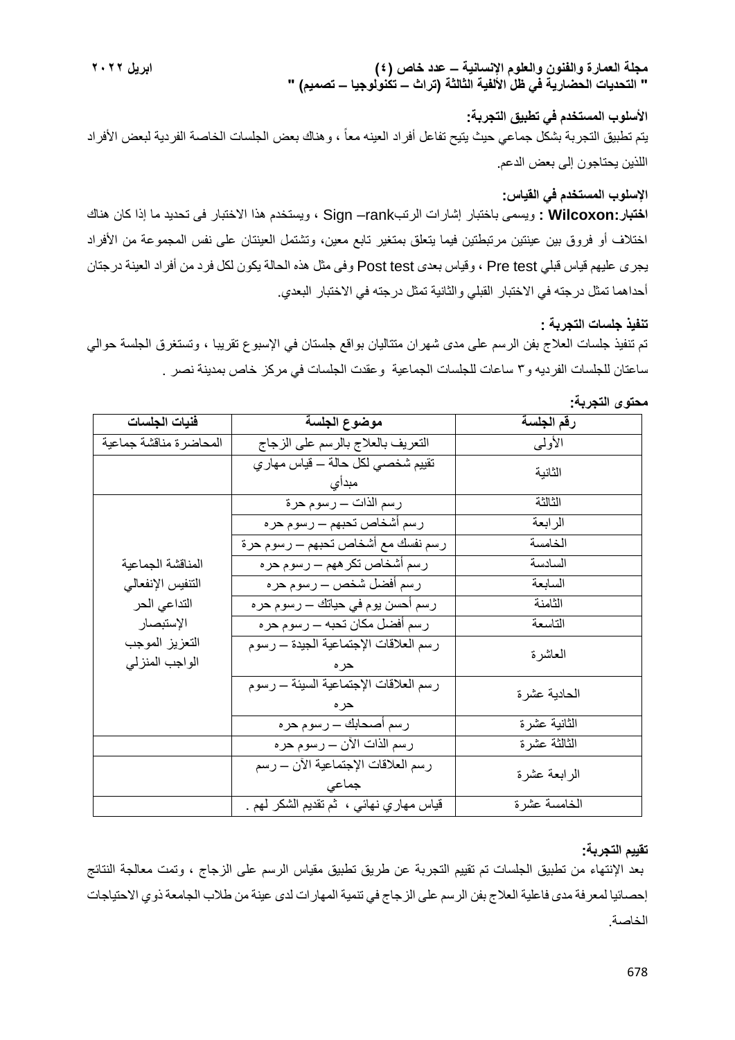**الأسلوب المستخدم في تطبيق التجربة:**

يتم تطبيق التجربة بشكل جماعي حيث يتيح تفاعل أفراد العينه معاً ، وهناك بعض الجلسات الخاصة الفردية لبعض الأفراد اللذين يحتاجون إلى بعض الدعم.

**الإسلوب المستخدم في القياس:**

**اختبار:Wilcoxon :** ويسمى باختبار إشارات الرتبrank– Sign ، ويستخدم هذا الاختبار فى تحديد ما إذا كان هناك اختلاف أو فروق بين عينتين مرتبطتين فيما يتعلق بمتغير تابع معين، وتشتمل العينتان على نفس المجموعة من الأفراد يجرى عليهم قياس قبلي Pre test ، وقياس بعدى Post test وفى مثل هذه الحالة يكون لكل فرد من أفراد العينة درجتان أحداهما تمثل درجته في الاختبار القبلي والثانية تمثل درجته في الاختبار البعدي.

**تنفيذ جلسات التجربة :**

تم تنفيذ جلسات العلاج بفن الرسم على مدى شهران متتاليان بواقع جلستان في الإسبوع تقريبا ، وتستغرق الجلسة حوالي ساعتان للجلسات الفرديه و٣ ساعات للجلسات الجماعية وعقدت الجلسات في مركز خاص بمدينة نصر .

**محتوى التجربة:**

| رقم الجلسة | موضوع الجلسة | فنيات الجلسات |
|---|---|---|
| الأولى | التعريف بالعلاج بالرسم على الزجاج | المحاضرة مناقشة جماعية |
| الثانية | تقييم شخصي لكل حالة – قياس مهاري مبدأي | |
| الثالثة | رسم الذات – رسوم حرة | المناقشة الجماعية<br>التنفيس الإنفعالي<br>التداعي الحر<br>الإستبصار<br>التعزيز الموجب<br>الواجب المنزلي |
| الرابعة | رسم أشخاص تحبهم – رسوم حره | |
| الخامسة | رسم نفسك مع أشخاص تحبهم – رسوم حرة | |
| السادسة | رسم أشخاص تكرههم – رسوم حره | |
| السابعة | رسم أفضل شخص – رسوم حره | |
| الثامنة | رسم أحسن يوم في حياتك – رسوم حره | |
| التاسعة | رسم أفضل مكان تحبه – رسوم حره | |
| العاشرة | رسم العلاقات الإجتماعية الجيدة – رسوم حره | |
| الحادية عشرة | رسم العلاقات الإجتماعية السيئة – رسوم حره | |
| الثانية عشرة | رسم أصحابك – رسوم حره | |
| الثالثة عشرة | رسم الذات الآن – رسوم حره | |
| الرابعة عشرة | رسم العلاقات الإجتماعية الآن – رسم جماعي | |
| الخامسة عشرة | قياس مهاري نهائي ، ثم تقديم الشكر لهم . | |

**تقييم التجربة:**

بعد الإنتهاء من تطبيق الجلسات تم تقييم التجربة عن طريق تطبيق مقياس الرسم على الزجاج ، وتمت معالجة النتائج إحصائيا لمعرفة مدى فاعلية العلاج بفن الرسم على الزجاج في تنمية المهارات لدى عينة من طلاب الجامعة ذوي الاحتياجات الخاصة.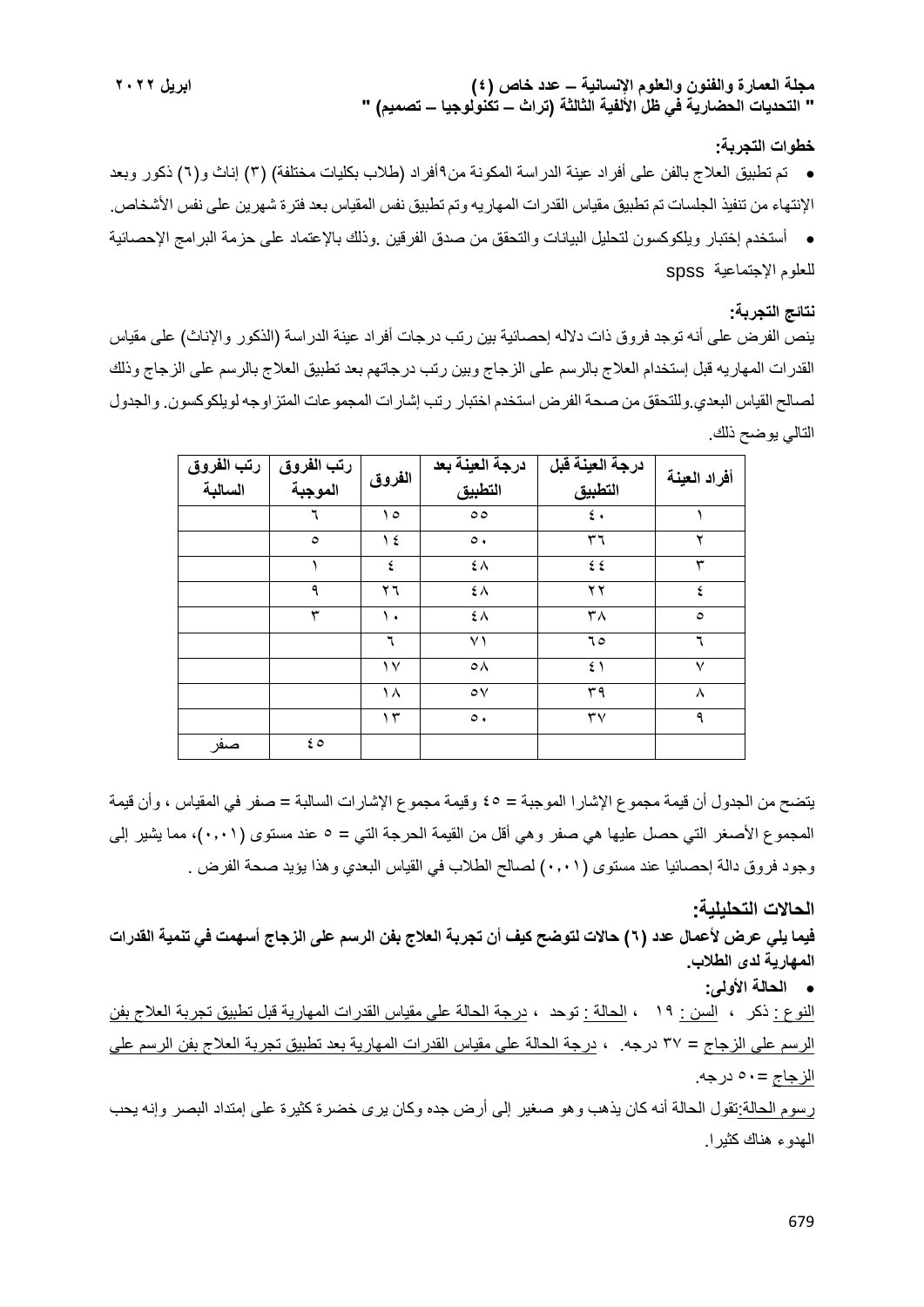**خطوات التجربة:**

- تم تطبيق العلاج بالفن على أفراد عينة الدراسة المكونة من٩أفراد (طلاب بكليات مختلفة) (٣) إناث و(٦) ذكور وبعد الإنتهاء من تنفيذ الجلسات تم تطبيق مقياس القدرات المهاريه وتم تطبيق نفس المقياس بعد فترة شهرين على نفس الأشخاص.
- أستخدم إختبار ويلكوكسون لتحليل البيانات والتحقق من صدق الفرقين .وذلك بالإعتماد على حزمة البرامج الإحصائية للعلوم الإجتماعية spss

**نتائج التجربة:**

ينص الفرض على أنه توجد فروق ذات دلاله إحصائية بين رتب درجات أفراد عينة الدراسة (الذكور والإناث) على مقياس القدرات المهاريه قبل إستخدام العلاج بالرسم على الزجاج وبين رتب درجاتهم بعد تطبيق العلاج بالرسم على الزجاج وذلك لصالح القياس البعدي.وللتحقق من صحة الفرض استخدم اختبار رتب إشارات المجموعات المتزاوجه لويلكوكسون. والجدول التالي يوضح ذلك.

| أفراد العينة | درجة العينة قبل التطبيق | درجة العينة بعد التطبيق | الفروق | رتب الفروق الموجبة | رتب الفروق السالبة |
|---|---|---|---|---|---|
| ١ | ٤٠ | ٥٥ | ١٥ | ٦ | |
| ٢ | ٣٦ | ٥٠ | ١٤ | ٥ | |
| ٣ | ٤٤ | ٤٨ | ٤ | ١ | |
| ٤ | ٢٢ | ٤٨ | ٢٦ | ٩ | |
| ٥ | ٣٨ | ٤٨ | ١٠ | ٣ | |
| ٦ | ٦٥ | ٧١ | ٦ | | |
| ٧ | ٤١ | ٥٨ | ١٧ | | |
| ٨ | ٣٩ | ٥٧ | ١٨ | | |
| ٩ | ٣٧ | ٥٠ | ١٣ | | |
| | | | | ٤٥ | صفر |

يتضح من الجدول أن قيمة مجموع الإشارا الموجبة = ٤٥ وقيمة مجموع الإشارات السالبة = صفر في المقياس ، وأن قيمة المجموع الأصغر التي حصل عليها هي صفر وهي أقل من القيمة الحرجة التي = ٥ عند مستوى (٠,٠١)، مما يشير إلى وجود فروق دالة إحصائيا عند مستوى (٠,٠١) لصالح الطلاب في القياس البعدي وهذا يؤيد صحة الفرض .

## الحالات التحليلية:

**فيما يلي عرض لأعمال عدد (٦) حالات لتوضح كيف أن تجربة العلاج بفن الرسم على الزجاج أسهمت في تنمية القدرات المهارية لدى الطلاب.**

- **الحالة الأولى:**

النوع : ذكر ، السن : ١٩ ، الحالة : توحد ، درجة الحالة على مقياس القدرات المهارية قبل تطبيق تجربة العلاج بفن الرسم على الزجاج = ٣٧ درجه. ، درجة الحالة على مقياس القدرات المهارية بعد تطبيق تجربة العلاج بفن الرسم على الزجاج =٥٠ درجه.

رسوم الحالة:تقول الحالة أنه كان يذهب وهو صغير إلى أرض جده وكان يرى خضرة كثيرة على إمتداد البصر وإنه يحب الهدوء هناك كثيرا.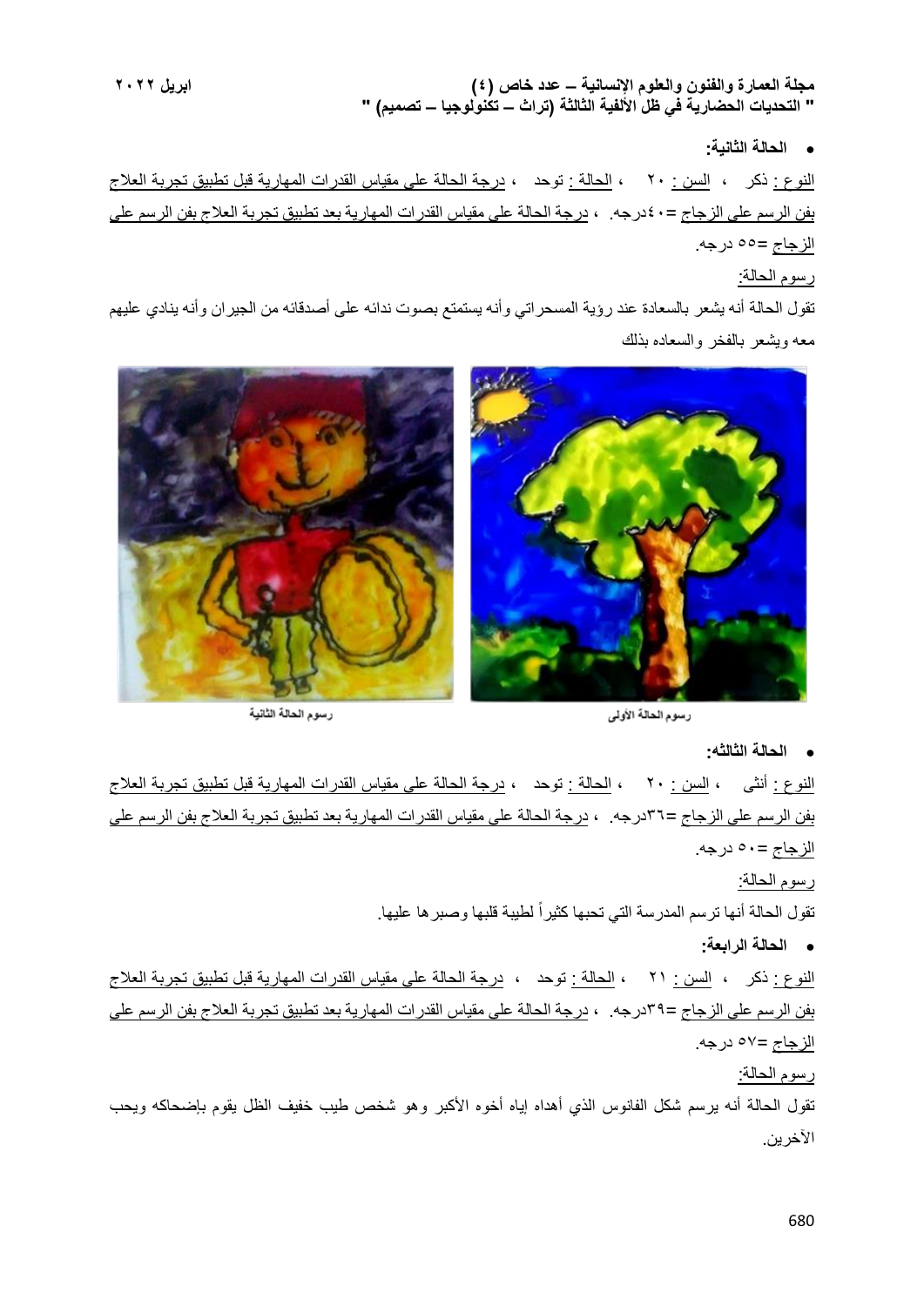- **الحالة الثانية:**

النوع : ذكر ، السن : ٢٠ ، الحالة : توحد ، درجة الحالة على مقياس القدرات المهارية قبل تطبيق تجربة العلاج بفن الرسم على الزجاج =٤٠درجه. ، درجة الحالة على مقياس القدرات المهارية بعد تطبيق تجربة العلاج بفن الرسم على الزجاج =٥٥ درجه.

رسوم الحالة:

تقول الحالة أنه يشعر بالسعادة عند رؤية المسحراتي وأنه يستمتع بصوت ندائه على أصدقائه من الجيران وأنه ينادي عليهم معه ويشعر بالفخر والسعاده بذلك

رسوم الحالة الثانية

رسوم الحالة الأولى

- **الحالة الثالثه:**

النوع : أنثى ، السن : ٢٠ ، الحالة : توحد ، درجة الحالة على مقياس القدرات المهارية قبل تطبيق تجربة العلاج بفن الرسم على الزجاج =٣٦درجه. ، درجة الحالة على مقياس القدرات المهارية بعد تطبيق تجربة العلاج بفن الرسم على الزجاج =٥٠ درجه.

رسوم الحالة:

تقول الحالة أنها ترسم المدرسة التي تحبها كثيراً لطيبة قلبها وصبرها عليها.

- **الحالة الرابعة:**

النوع : ذكر ، السن : ٢١ ، الحالة : توحد ، درجة الحالة على مقياس القدرات المهارية قبل تطبيق تجربة العلاج بفن الرسم على الزجاج =٣٩درجه. ، درجة الحالة على مقياس القدرات المهارية بعد تطبيق تجربة العلاج بفن الرسم على الزجاج =٥٧ درجه.

رسوم الحالة:

تقول الحالة أنه يرسم شكل الفانوس الذي أهداه إياه أخوه الأكبر وهو شخص طيب خفيف الظل يقوم بإضحاكه ويحب الآخرين.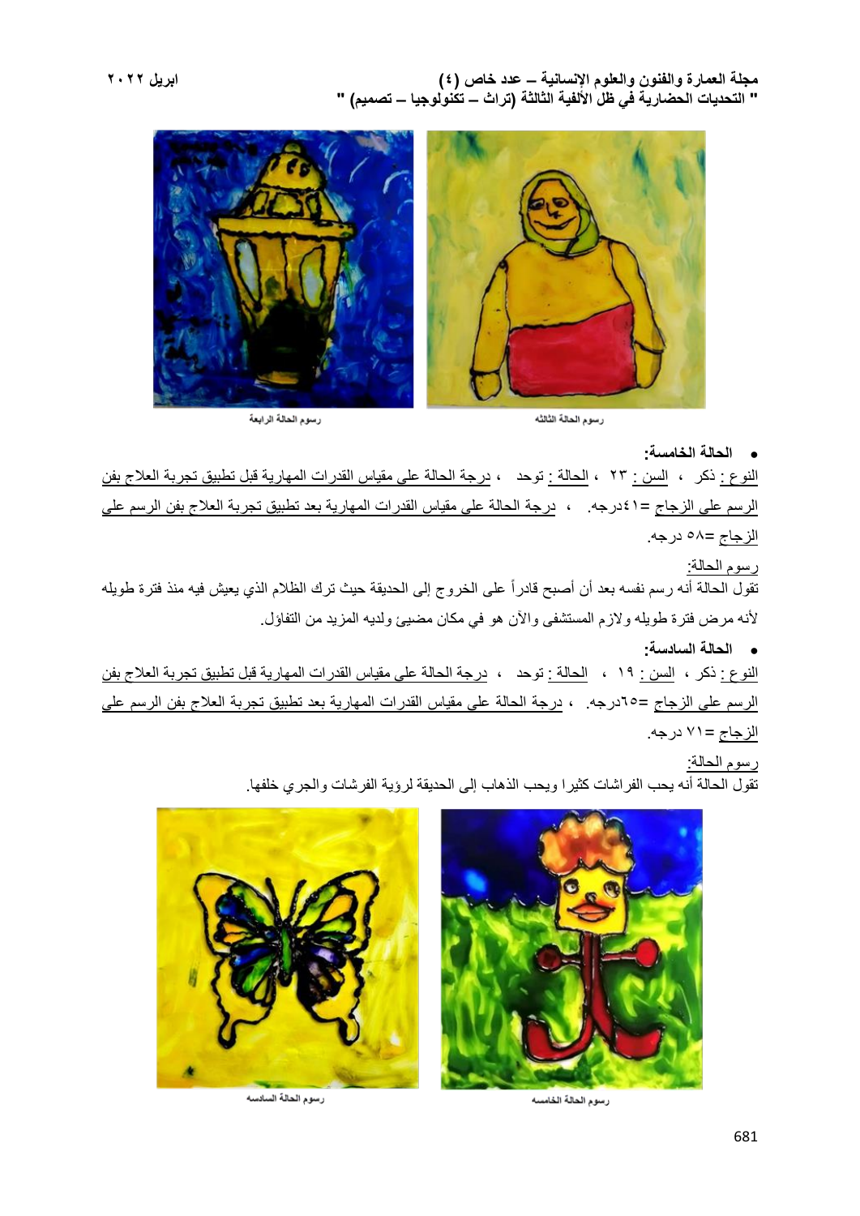رسوم الحالة الرابعة

رسوم الحالة الثالثة

- **الحالة الخامسة:**

النوع : ذكر ، السن : ٢٣ ، الحالة : توحد ، درجة الحالة على مقياس القدرات المهارية قبل تطبيق تجربة العلاج بفن الرسم على الزجاج =٤١درجه. ، درجة الحالة على مقياس القدرات المهارية بعد تطبيق تجربة العلاج بفن الرسم على الزجاج =٥٨ درجه.

رسوم الحالة:

تقول الحالة أنه رسم نفسه بعد أن أصبح قادراً على الخروج إلى الحديقة حيث ترك الظلام الذي يعيش فيه منذ فترة طويله لأنه مرض فترة طويله ولازم المستشفى والآن هو في مكان مضيئ ولديه المزيد من التفاؤل.

- **الحالة السادسة:**

النوع : ذكر ، السن : ١٩ ، الحالة : توحد ، درجة الحالة على مقياس القدرات المهارية قبل تطبيق تجربة العلاج بفن الرسم على الزجاج =٦٥درجه. ، درجة الحالة على مقياس القدرات المهارية بعد تطبيق تجربة العلاج بفن الرسم على الزجاج =٧١ درجه.

رسوم الحالة:

تقول الحالة أنه يحب الفراشات كثيرا ويحب الذهاب إلى الحديقة لرؤية الفرشات والجري خلفها.

رسوم الحالة السادسه

رسوم الحالة الخامسه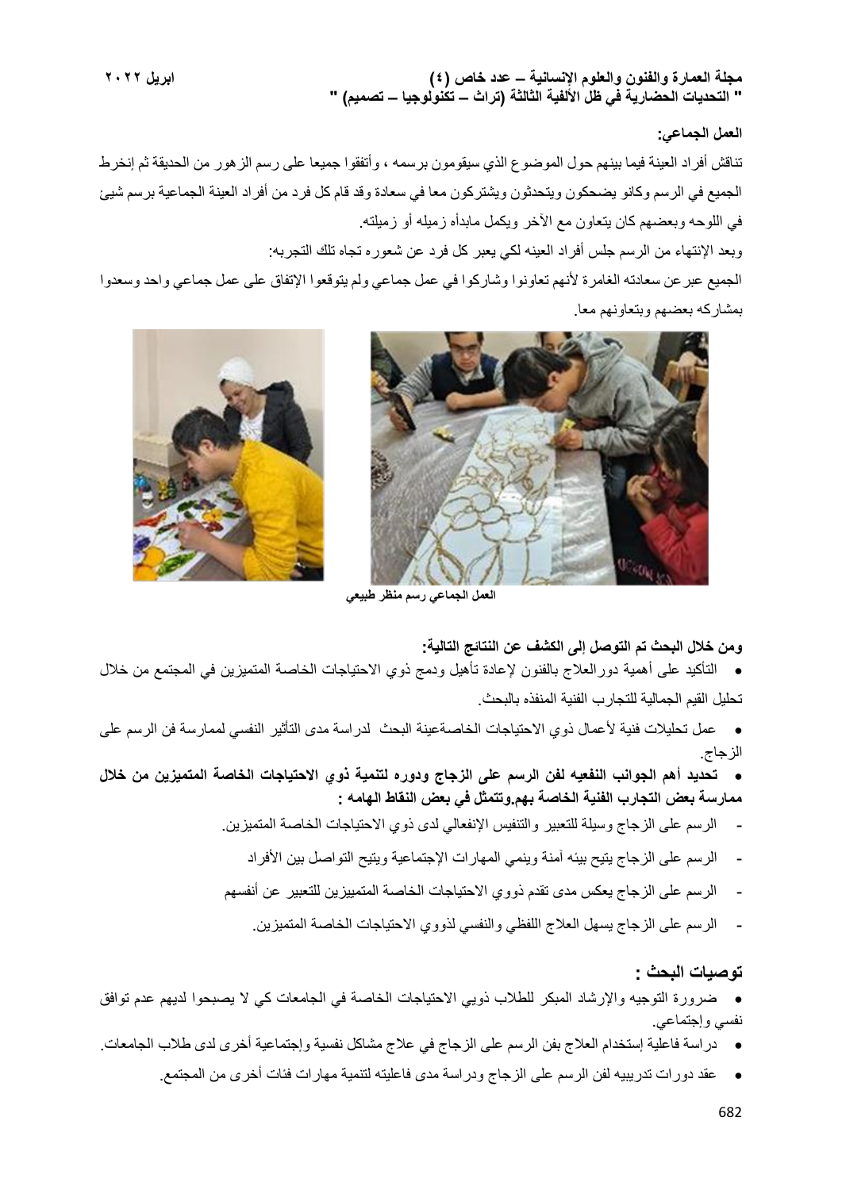**العمل الجماعي:**

تناقش أفراد العينة فيما بينهم حول الموضوع الذي سيقومون برسمه ، وأتفقوا جميعا على رسم الزهور من الحديقة ثم إنخرط الجميع في الرسم وكانو يضحكون ويتحدثون ويشتركون معا في سعادة وقد قام كل فرد من أفراد العينة الجماعية برسم شيئ في اللوحه وبعضهم كان يتعاون مع الآخر ويكمل مابدأه زميله أو زميلته.

وبعد الإنتهاء من الرسم جلس أفراد العينه لكي يعبر كل فرد عن شعوره تجاه تلك التجربه:

الجميع عبرعن سعادته الغامرة لأنهم تعاونوا وشاركوا في عمل جماعي ولم يتوقعوا الإتفاق على عمل جماعي واحد وسعدوا بمشاركه بعضهم وبتعاونهم معا.

**العمل الجماعي رسم منظر طبيعي**

**ومن خلال البحث تم التوصل إلى الكشف عن النتائج التالية:**

- التأكيد على أهمية دورالعلاج بالفنون لإعادة تأهيل ودمج ذوي الاحتياجات الخاصة المتميزين في المجتمع من خلال تحليل القيم الجمالية للتجارب الفنية المنفذه بالبحث.
- عمل تحليلات فنية لأعمال ذوي الاحتياجات الخاصةعينة البحث لدراسة مدى التأثير النفسي لممارسة فن الرسم على الزجاج.
- **تحديد أهم الجوانب النفعيه لفن الرسم على الزجاج ودوره لتنمية ذوي الاحتياجات الخاصة المتميزين من خلال ممارسة بعض التجارب الفنية الخاصة بهم.وتتمثل في بعض النقاط الهامه :**
  - الرسم على الزجاج وسيلة للتعبير والتنفيس الإنفعالي لدى ذوي الاحتياجات الخاصة المتميزين.
  - الرسم على الزجاج يتيح بيئه آمنة وينمي المهارات الإجتماعية ويتيح التواصل بين الأفراد
  - الرسم على الزجاج يعكس مدى تقدم ذووي الاحتياجات الخاصة المتمييزين للتعبير عن أنفسهم
  - الرسم على الزجاج يسهل العلاج اللفظي والنفسي لذووي الاحتياجات الخاصة المتميزين.

## توصيات البحث :

- ضرورة التوجيه والإرشاد المبكر للطلاب ذويي الاحتياجات الخاصة في الجامعات كي لا يصبحوا لديهم عدم توافق نفسي وإجتماعي.
- دراسة فاعلية إستخدام العلاج بفن الرسم على الزجاج في علاج مشاكل نفسية وإجتماعية أخرى لدى طلاب الجامعات.
- عقد دورات تدريبيه لفن الرسم على الزجاج ودراسة مدى فاعليته لتنمية مهارات فئات أخرى من المجتمع.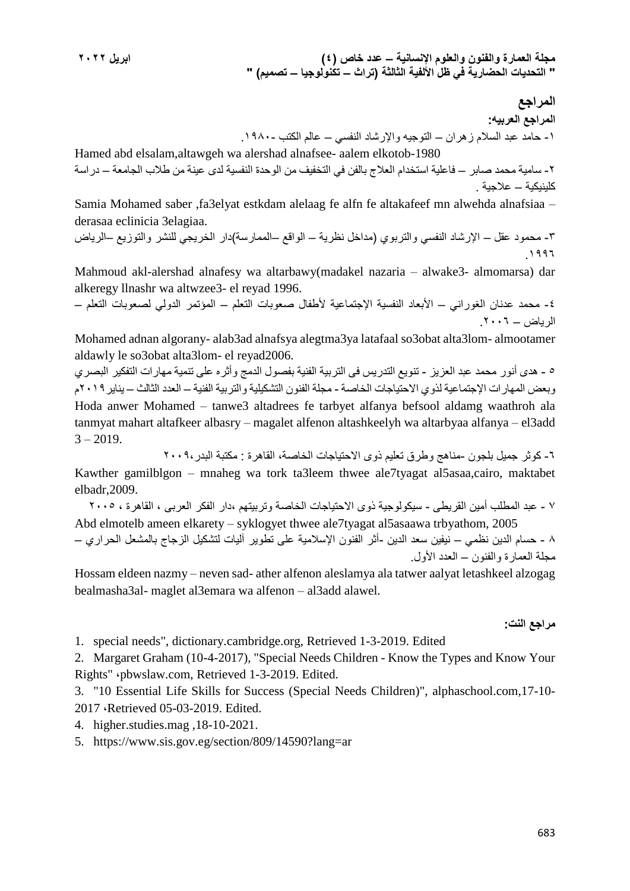## المراجع

**المراجع العربيه:**

١- حامد عبد السلام زهران – التوجيه والإرشاد النفسي – عالم الكتب -١٩٨٠.

Hamed abd elsalam,altawgeh wa alershad alnafsee- aalem elkotob-1980

٢- سامية محمد صابر – فاعلية استخدام العلاج بالفن في التخفيف من الوحدة النفسية لدى عينة من طلاب الجامعة – دراسة كلينيكية – علاجية .

Samia Mohamed saber ,fa3elyat estkdam alelaag fe alfn fe altakafeef mn alwehda alnafsiaa – derasaa eclinicia 3elagiaa.

٣- محمود عقل – الإرشاد النفسي والتربوي (مداخل نظرية – الواقع –الممارسة)دار الخريجي للنشر والتوزيع –الرياض ١٩٩٦.

Mahmoud akl-alershad alnafesy wa altarbawy(madakel nazaria – alwake3- almomarsa) dar alkeregy llnashr wa altwzee3- el reyad 1996.

٤- محمد عدنان الغوراني – الأبعاد النفسية الإجتماعية لأطفال صعوبات التعلم – المؤتمر الدولي لصعوبات التعلم – الرياض – ٢٠٠٦.

Mohamed adnan algorany- alab3ad alnafsya alegtma3ya latafaal so3obat alta3lom- almootamer aldawly le so3obat alta3lom- el reyad2006.

٥ - هدى أنور محمد عبد العزيز - تنويع التدريس فى التربية الفنية بفصول الدمج وأثره على تنمية مهارات التفكير البصري وبعض المهارات الإجتماعية لذوي الاحتياجات الخاصة - مجلة الفنون التشكيلية والتربية الفنية – العدد الثالث – يناير ٢٠١٩م

Hoda anwer Mohamed – tanwe3 altadrees fe tarbyet alfanya befsool aldamg waathroh ala tanmyat mahart altafkeer albasry – magalet alfenon altashkeelyh wa altarbyaa alfanya – el3add 3 – 2019.

٦- كوثر جميل بلجون -مناهج وطرق تعليم ذوى الاحتياجات الخاصة، القاهرة : مكتبة البدر،٢٠٠٩

Kawther gamilblgon – mnaheg wa tork ta3leem thwee ale7tyagat al5asaa,cairo, maktabet elbadr,2009.

٧ - عبد المطلب أمين القريطى - سيكولوجية ذوى الاحتياجات الخاصة وتربيتهم ،دار الفكر العربى ، القاهرة ، ٢٠٠٥

Abd elmotelb ameen elkarety – syklogyet thwee ale7tyagat al5asaawa trbyathom, 2005

٨ - حسام الدين نظمي – نيفين سعد الدين -أثر الفنون الإسلامية على تطوير آليات لتشكيل الزجاج بالمشعل الحراري – مجلة العمارة والفنون – العدد الأول.

Hossam eldeen nazmy – neven sad- ather alfenon aleslamya ala tatwer aalyat letashkeel alzogag bealmasha3al- maglet al3emara wa alfenon – al3add alawel.

**مراجع النت:**

1. special needs", dictionary.cambridge.org, Retrieved 1-3-2019. Edited
2. Margaret Graham (10-4-2017), "Special Needs Children - Know the Types and Know Your Rights" ،pbwslaw.com, Retrieved 1-3-2019. Edited.
3. "10 Essential Life Skills for Success (Special Needs Children)", alphaschool.com,17-10-2017 ،Retrieved 05-03-2019. Edited.
4. higher.studies.mag ,18-10-2021.
5. https://www.sis.gov.eg/section/809/14590?lang=ar